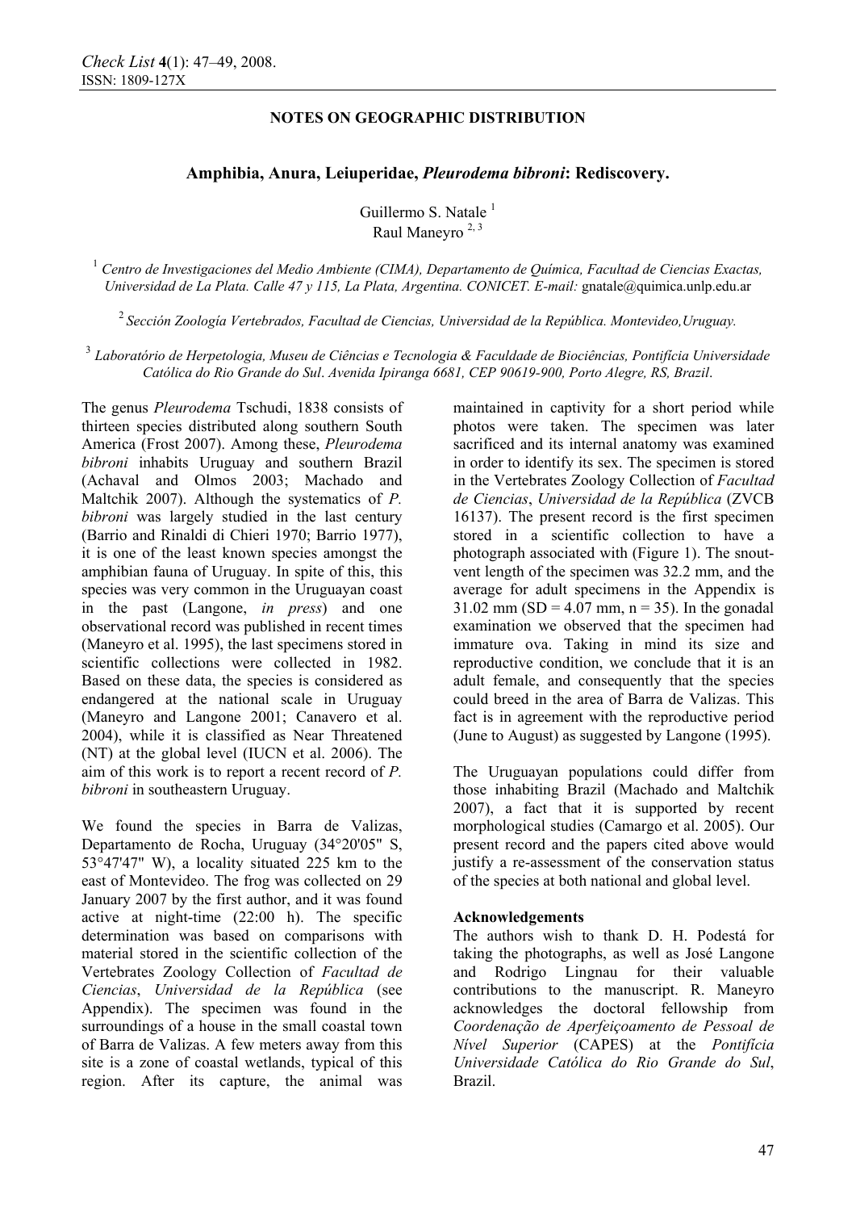**NOTES ON GEOGRAPHIC DISTRIBUTION**

# Amphibia, Anura, Leiuperidae, *Pleurodema bibroni*: Rediscovery.

Guillermo S. Natale [1]
Raul Maneyro [2, 3]

[1] *Centro de Investigaciones del Medio Ambiente (CIMA), Departamento de Química, Facultad de Ciencias Exactas, Universidad de La Plata. Calle 47 y 115, La Plata, Argentina. CONICET. E-mail:* gnatale@quimica.unlp.edu.ar

[2] *Sección Zoología Vertebrados, Facultad de Ciencias, Universidad de la República. Montevideo,Uruguay.*

[3] *Laboratório de Herpetologia, Museu de Ciências e Tecnologia & Faculdade de Biociências, Pontifícia Universidade Católica do Rio Grande do Sul. Avenida Ipiranga 6681, CEP 90619-900, Porto Alegre, RS, Brazil.*

The genus *Pleurodema* Tschudi, 1838 consists of thirteen species distributed along southern South America (Frost 2007). Among these, *Pleurodema bibroni* inhabits Uruguay and southern Brazil (Achaval and Olmos 2003; Machado and Maltchik 2007). Although the systematics of *P. bibroni* was largely studied in the last century (Barrio and Rinaldi di Chieri 1970; Barrio 1977), it is one of the least known species amongst the amphibian fauna of Uruguay. In spite of this, this species was very common in the Uruguayan coast in the past (Langone, *in press*) and one observational record was published in recent times (Maneyro et al. 1995), the last specimens stored in scientific collections were collected in 1982. Based on these data, the species is considered as endangered at the national scale in Uruguay (Maneyro and Langone 2001; Canavero et al. 2004), while it is classified as Near Threatened (NT) at the global level (IUCN et al. 2006). The aim of this work is to report a recent record of *P. bibroni* in southeastern Uruguay.

We found the species in Barra de Valizas, Departamento de Rocha, Uruguay (34°20'05" S, 53°47'47" W), a locality situated 225 km to the east of Montevideo. The frog was collected on 29 January 2007 by the first author, and it was found active at night-time (22:00 h). The specific determination was based on comparisons with material stored in the scientific collection of the Vertebrates Zoology Collection of *Facultad de Ciencias*, *Universidad de la República* (see Appendix). The specimen was found in the surroundings of a house in the small coastal town of Barra de Valizas. A few meters away from this site is a zone of coastal wetlands, typical of this region. After its capture, the animal was maintained in captivity for a short period while photos were taken. The specimen was later sacrificed and its internal anatomy was examined in order to identify its sex. The specimen is stored in the Vertebrates Zoology Collection of *Facultad de Ciencias*, *Universidad de la República* (ZVCB 16137). The present record is the first specimen stored in a scientific collection to have a photograph associated with (Figure 1). The snout-vent length of the specimen was 32.2 mm, and the average for adult specimens in the Appendix is 31.02 mm (SD = 4.07 mm, n = 35). In the gonadal examination we observed that the specimen had immature ova. Taking in mind its size and reproductive condition, we conclude that it is an adult female, and consequently that the species could breed in the area of Barra de Valizas. This fact is in agreement with the reproductive period (June to August) as suggested by Langone (1995).

The Uruguayan populations could differ from those inhabiting Brazil (Machado and Maltchik 2007), a fact that it is supported by recent morphological studies (Camargo et al. 2005). Our present record and the papers cited above would justify a re-assessment of the conservation status of the species at both national and global level.

**Acknowledgements**

The authors wish to thank D. H. Podestá for taking the photographs, as well as José Langone and Rodrigo Lingnau for their valuable contributions to the manuscript. R. Maneyro acknowledges the doctoral fellowship from *Coordenação de Aperfeiçoamento de Pessoal de Nível Superior* (CAPES) at the *Pontifícia Universidade Católica do Rio Grande do Sul*, Brazil.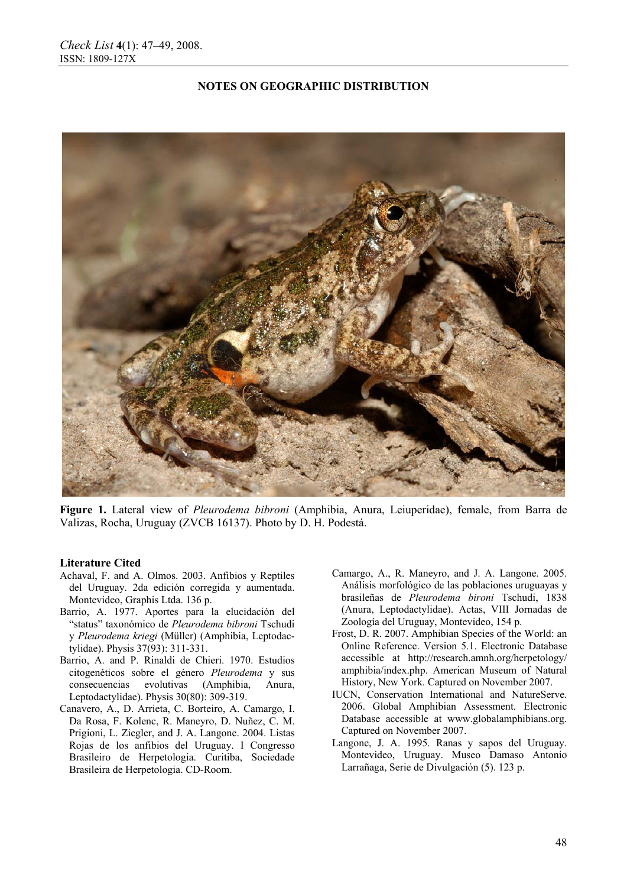## NOTES ON GEOGRAPHIC DISTRIBUTION

**Figure 1.** Lateral view of *Pleurodema bibroni* (Amphibia, Anura, Leiuperidae), female, from Barra de Valizas, Rocha, Uruguay (ZVCB 16137). Photo by D. H. Podestá.

### Literature Cited

Achaval, F. and A. Olmos. 2003. Anfibios y Reptiles del Uruguay. 2da edición corregida y aumentada. Montevideo, Graphis Ltda. 136 p.

Barrio, A. 1977. Aportes para la elucidación del "status" taxonómico de *Pleurodema bibroni* Tschudi y *Pleurodema kriegi* (Müller) (Amphibia, Leptodactylidae). Physis 37(93): 311-331.

Barrio, A. and P. Rinaldi de Chieri. 1970. Estudios citogenéticos sobre el género *Pleurodema* y sus consecuencias evolutivas (Amphibia, Anura, Leptodactylidae). Physis 30(80): 309-319.

Canavero, A., D. Arrieta, C. Borteiro, A. Camargo, I. Da Rosa, F. Kolenc, R. Maneyro, D. Nuñez, C. M. Prigioni, L. Ziegler, and J. A. Langone. 2004. Listas Rojas de los anfibios del Uruguay. I Congresso Brasileiro de Herpetologia. Curitiba, Sociedade Brasileira de Herpetologia. CD-Room.

Camargo, A., R. Maneyro, and J. A. Langone. 2005. Análisis morfológico de las poblaciones uruguayas y brasileñas de *Pleurodema bironi* Tschudi, 1838 (Anura, Leptodactylidae). Actas, VIII Jornadas de Zoología del Uruguay, Montevideo, 154 p.

Frost, D. R. 2007. Amphibian Species of the World: an Online Reference. Version 5.1. Electronic Database accessible at http://research.amnh.org/herpetology/amphibia/index.php. American Museum of Natural History, New York. Captured on November 2007.

IUCN, Conservation International and NatureServe. 2006. Global Amphibian Assessment. Electronic Database accessible at www.globalamphibians.org. Captured on November 2007.

Langone, J. A. 1995. Ranas y sapos del Uruguay. Montevideo, Uruguay. Museo Damaso Antonio Larrañaga, Serie de Divulgación (5). 123 p.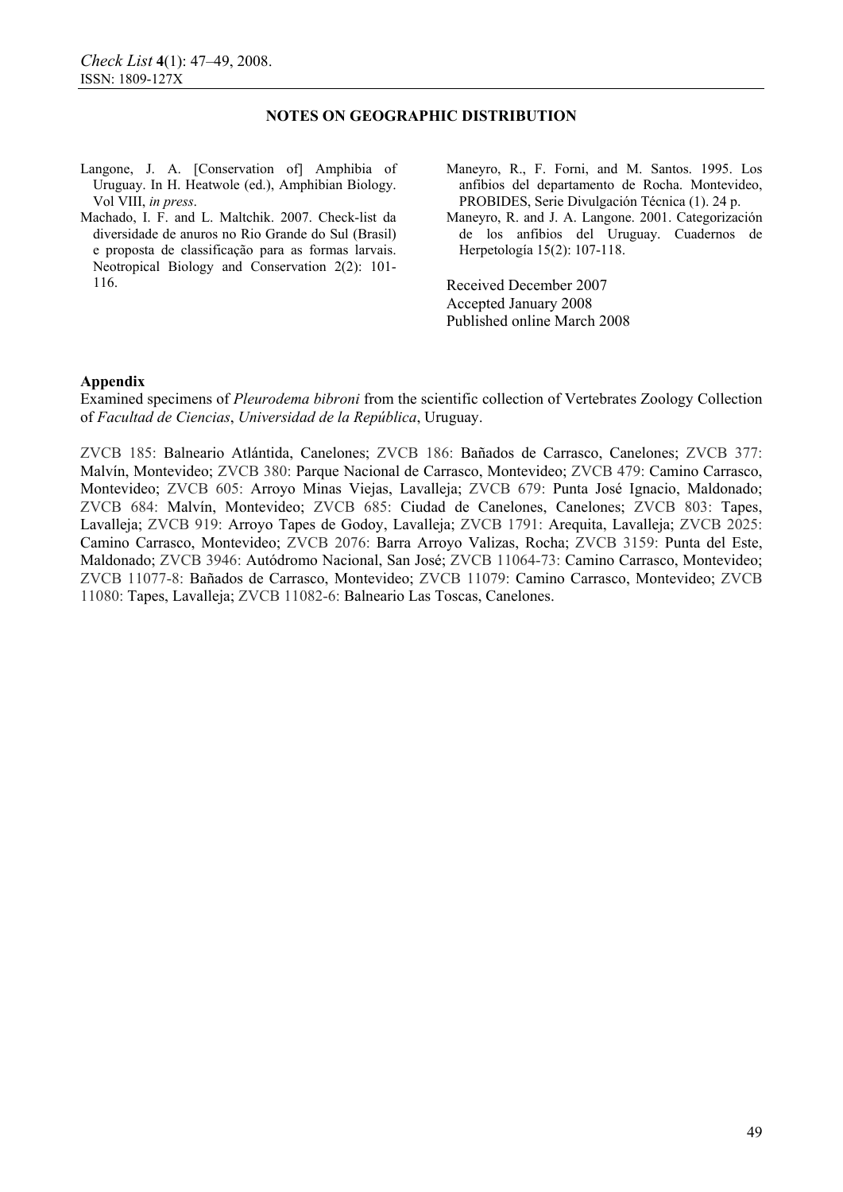Langone, J. A. [Conservation of] Amphibia of Uruguay. In H. Heatwole (ed.), Amphibian Biology. Vol VIII, *in press*.

Machado, I. F. and L. Maltchik. 2007. Check-list da diversidade de anuros no Rio Grande do Sul (Brasil) e proposta de classificação para as formas larvais. Neotropical Biology and Conservation 2(2): 101-116.

Maneyro, R., F. Forni, and M. Santos. 1995. Los anfibios del departamento de Rocha. Montevideo, PROBIDES, Serie Divulgación Técnica (1). 24 p.

Maneyro, R. and J. A. Langone. 2001. Categorización de los anfibios del Uruguay. Cuadernos de Herpetología 15(2): 107-118.

Received December 2007
Accepted January 2008
Published online March 2008

**Appendix**

Examined specimens of *Pleurodema bibroni* from the scientific collection of Vertebrates Zoology Collection of *Facultad de Ciencias*, *Universidad de la República*, Uruguay.

ZVCB 185: Balneario Atlántida, Canelones; ZVCB 186: Bañados de Carrasco, Canelones; ZVCB 377: Malvín, Montevideo; ZVCB 380: Parque Nacional de Carrasco, Montevideo; ZVCB 479: Camino Carrasco, Montevideo; ZVCB 605: Arroyo Minas Viejas, Lavalleja; ZVCB 679: Punta José Ignacio, Maldonado; ZVCB 684: Malvín, Montevideo; ZVCB 685: Ciudad de Canelones, Canelones; ZVCB 803: Tapes, Lavalleja; ZVCB 919: Arroyo Tapes de Godoy, Lavalleja; ZVCB 1791: Arequita, Lavalleja; ZVCB 2025: Camino Carrasco, Montevideo; ZVCB 2076: Barra Arroyo Valizas, Rocha; ZVCB 3159: Punta del Este, Maldonado; ZVCB 3946: Autódromo Nacional, San José; ZVCB 11064-73: Camino Carrasco, Montevideo; ZVCB 11077-8: Bañados de Carrasco, Montevideo; ZVCB 11079: Camino Carrasco, Montevideo; ZVCB 11080: Tapes, Lavalleja; ZVCB 11082-6: Balneario Las Toscas, Canelones.